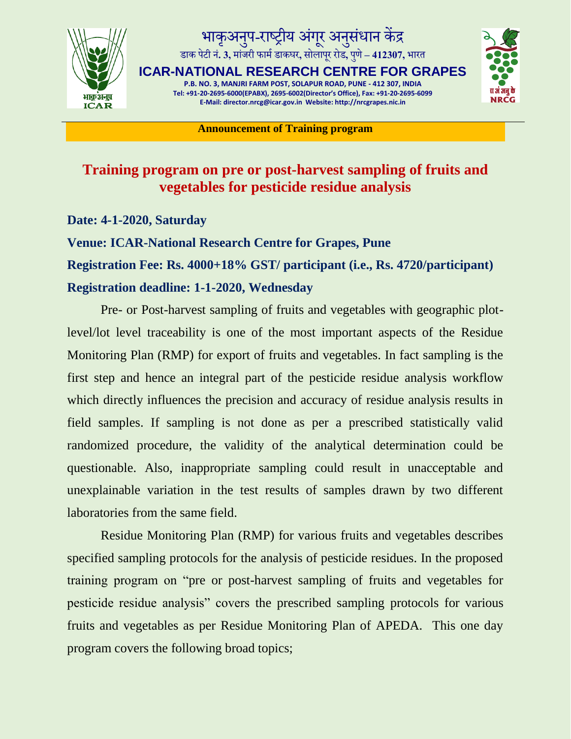भाकृअनुप-राष्ट्रीय अंगूर अनुसंधान केंद्र

डाक पेटी नं. 3, मांजरी फार्म डाकघर, सोलापूर रोड, पुणे – 412307, भारत

**ICAR-NATIONAL RESEARCH CENTRE FOR GRAPES**

P.B. NO. 3, MANJRI FARM POST, SOLAPUR ROAD, PUNE - 412 307, INDIA
Tel: +91-20-2695-6000(EPABX), 2695-6002(Director's Office), Fax: +91-20-2695-6099
E-Mail: director.nrcg@icar.gov.in Website: http://nrcgrapes.nic.in

**Announcement of Training program**

# Training program on pre or post-harvest sampling of fruits and vegetables for pesticide residue analysis

**Date: 4-1-2020, Saturday**

**Venue: ICAR-National Research Centre for Grapes, Pune**

**Registration Fee: Rs. 4000+18% GST/ participant (i.e., Rs. 4720/participant)**

**Registration deadline: 1-1-2020, Wednesday**

Pre- or Post-harvest sampling of fruits and vegetables with geographic plot-level/lot level traceability is one of the most important aspects of the Residue Monitoring Plan (RMP) for export of fruits and vegetables. In fact sampling is the first step and hence an integral part of the pesticide residue analysis workflow which directly influences the precision and accuracy of residue analysis results in field samples. If sampling is not done as per a prescribed statistically valid randomized procedure, the validity of the analytical determination could be questionable. Also, inappropriate sampling could result in unacceptable and unexplainable variation in the test results of samples drawn by two different laboratories from the same field.

Residue Monitoring Plan (RMP) for various fruits and vegetables describes specified sampling protocols for the analysis of pesticide residues. In the proposed training program on "pre or post-harvest sampling of fruits and vegetables for pesticide residue analysis" covers the prescribed sampling protocols for various fruits and vegetables as per Residue Monitoring Plan of APEDA. This one day program covers the following broad topics;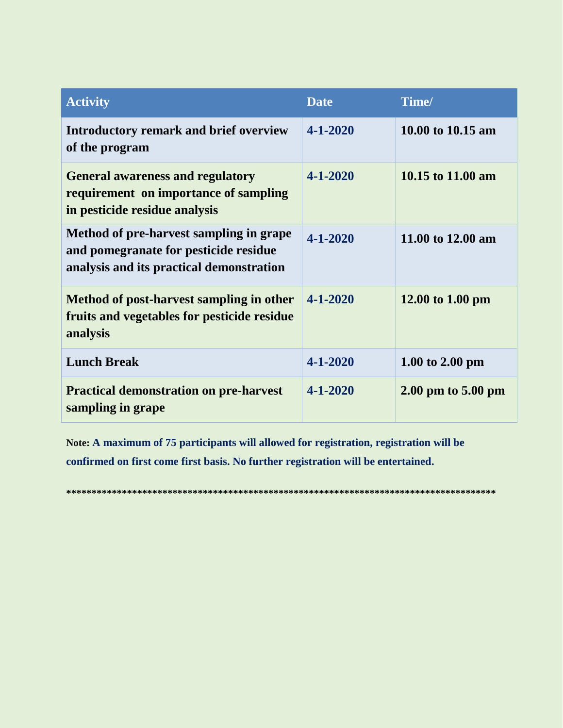| Activity | Date | Time/ |
|---|---|---|
| **Introductory remark and brief overview of the program** | **4-1-2020** | **10.00 to 10.15 am** |
| **General awareness and regulatory requirement  on importance of sampling in pesticide residue analysis** | **4-1-2020** | **10.15 to 11.00 am** |
| **Method of pre-harvest sampling in grape and pomegranate for pesticide residue analysis and its practical demonstration** | **4-1-2020** | **11.00 to 12.00 am** |
| **Method of post-harvest sampling in other fruits and vegetables for pesticide residue analysis** | **4-1-2020** | **12.00 to 1.00 pm** |
| **Lunch Break** | **4-1-2020** | **1.00 to 2.00 pm** |
| **Practical demonstration on pre-harvest sampling in grape** | **4-1-2020** | **2.00 pm to 5.00 pm** |

**Note: A maximum of 75 participants will allowed for registration, registration will be confirmed on first come first basis. No further registration will be entertained.**

**************************************************************************************